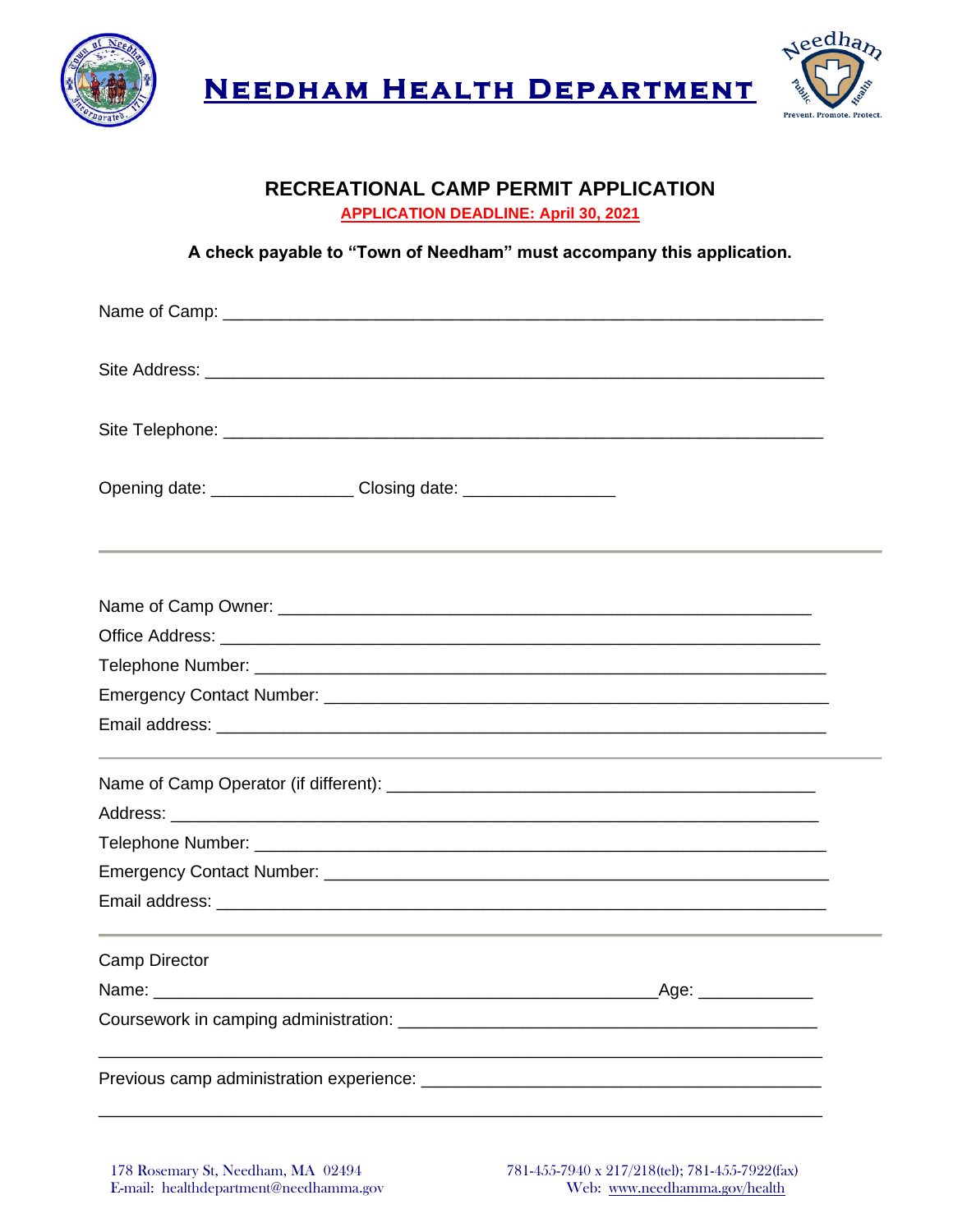# NEEDHAM HEALTH DEPARTMENT

## RECREATIONAL CAMP PERMIT APPLICATION

**APPLICATION DEADLINE: April 30, 2021**

**A check payable to "Town of Needham" must accompany this application.**

Name of Camp: ______________________________________________________________

Site Address: _______________________________________________________________

Site Telephone: ______________________________________________________________

Opening date: _______________ Closing date: ________________

---

Name of Camp Owner: ________________________________________________________

Office Address: ______________________________________________________________

Telephone Number: __________________________________________________________

Emergency Contact Number: ___________________________________________________

Email address: _______________________________________________________________

---

Name of Camp Operator (if different): ____________________________________________

Address: ___________________________________________________________________

Telephone Number: __________________________________________________________

Emergency Contact Number: ___________________________________________________

Email address: _______________________________________________________________

---

Camp Director

Name: _____________________________________________________Age: ____________

Coursework in camping administration: ___________________________________________

_____________________________________________________________________________

Previous camp administration experience: _________________________________________

_____________________________________________________________________________

178 Rosemary St, Needham, MA 02494
E-mail: healthdepartment@needhamma.gov

781-455-7940 x 217/218(tel); 781-455-7922(fax)
Web: www.needhamma.gov/health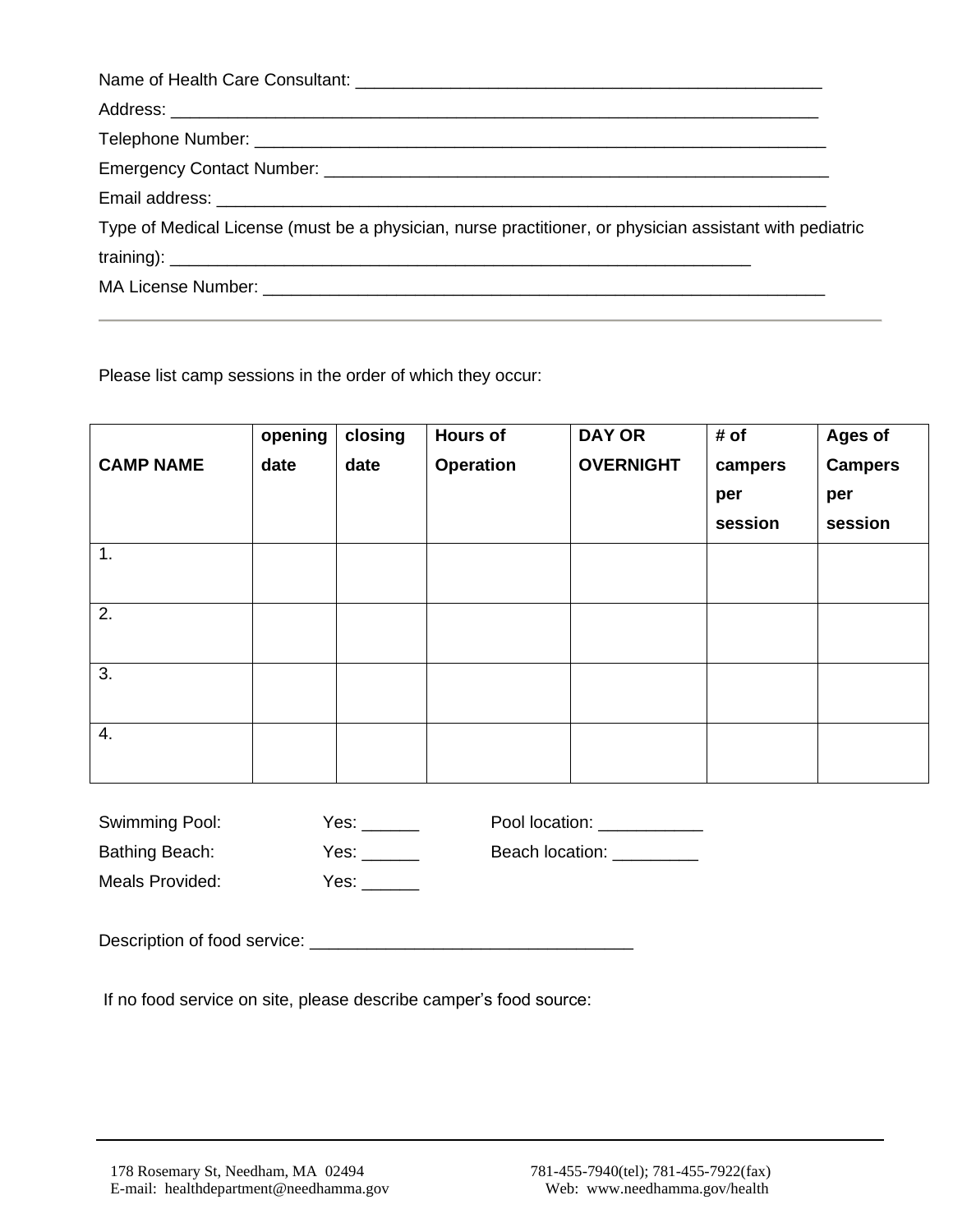Name of Health Care Consultant: _______________________________________________

Address: __________________________________________________________________

Telephone Number: __________________________________________________________

Emergency Contact Number: ___________________________________________________

Email address: ______________________________________________________________

Type of Medical License (must be a physician, nurse practitioner, or physician assistant with pediatric training): ________________________________________________________

MA License Number: _________________________________________________________

---

Please list camp sessions in the order of which they occur:

| CAMP NAME | opening date | closing date | Hours of Operation | DAY OR OVERNIGHT | # of campers per session | Ages of Campers per session |
|---|---|---|---|---|---|---|
| 1. | | | | | | |
| 2. | | | | | | |
| 3. | | | | | | |
| 4. | | | | | | |

Swimming Pool: Yes: ______ Pool location: ___________

Bathing Beach: Yes: ______ Beach location: _________

Meals Provided: Yes: ______

Description of food service: __________________________________

If no food service on site, please describe camper's food source:

178 Rosemary St, Needham, MA 02494
E-mail: healthdepartment@needhamma.gov

781-455-7940(tel); 781-455-7922(fax)
Web: www.needhamma.gov/health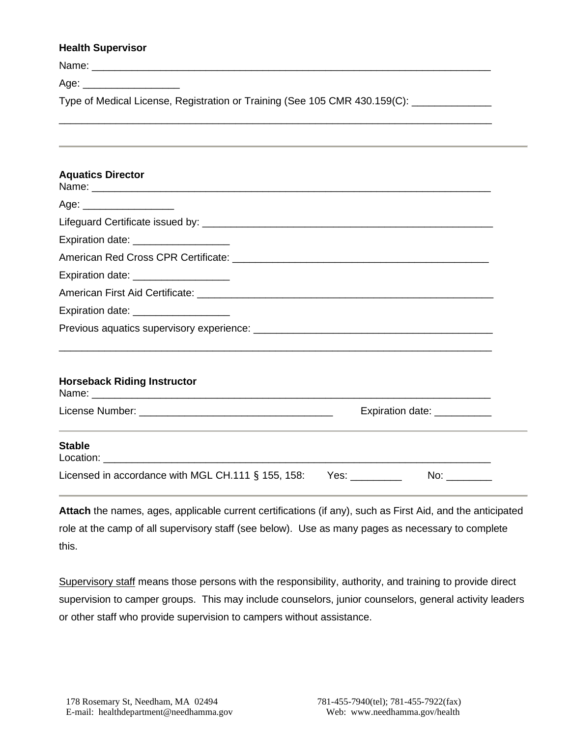**Health Supervisor**

Name: ___________________________________________________________________________

Age: _________________

Type of Medical License, Registration or Training (See 105 CMR 430.159(C): ______________

_____________________________________________________________________________

---

**Aquatics Director**

Name: ___________________________________________________________________________

Age: ________________

Lifeguard Certificate issued by: ____________________________________________________

Expiration date: _________________

American Red Cross CPR Certificate: ______________________________________________

Expiration date: _________________

American First Aid Certificate: _____________________________________________________

Expiration date: _________________

Previous aquatics supervisory experience: ___________________________________________

_____________________________________________________________________________

**Horseback Riding Instructor**

Name: ___________________________________________________________________________

License Number: __________________________________ Expiration date: __________

---

**Stable**

Location: _________________________________________________________________________

Licensed in accordance with MGL CH.111 § 155, 158: Yes: _________ No: ________

---

**Attach** the names, ages, applicable current certifications (if any), such as First Aid, and the anticipated role at the camp of all supervisory staff (see below). Use as many pages as necessary to complete this.

Supervisory staff means those persons with the responsibility, authority, and training to provide direct supervision to camper groups. This may include counselors, junior counselors, general activity leaders or other staff who provide supervision to campers without assistance.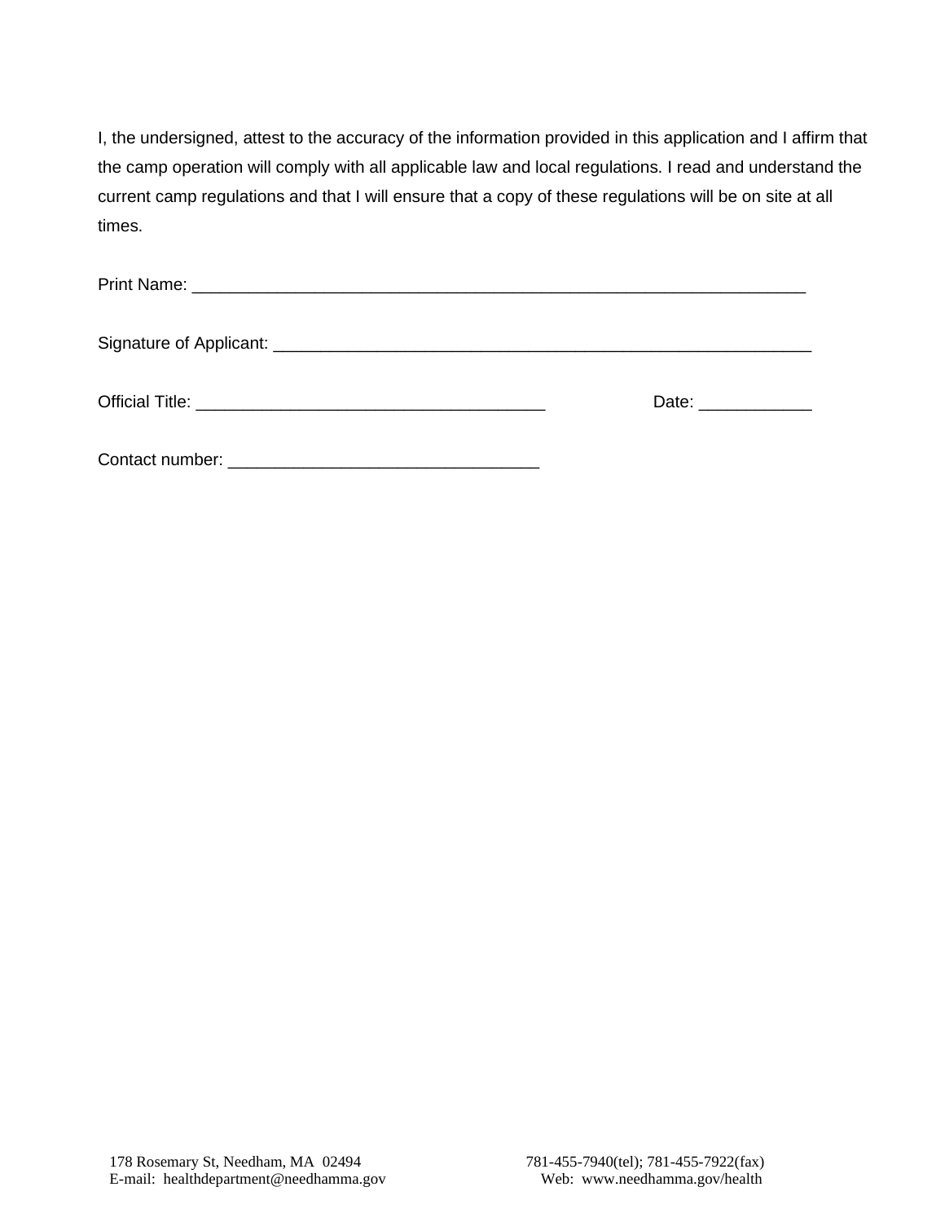I, the undersigned, attest to the accuracy of the information provided in this application and I affirm that the camp operation will comply with all applicable law and local regulations. I read and understand the current camp regulations and that I will ensure that a copy of these regulations will be on site at all times.

Print Name: ________________________________________________________________

Signature of Applicant: _________________________________________________________

Official Title: ____________________________________ Date: ____________

Contact number: ________________________________